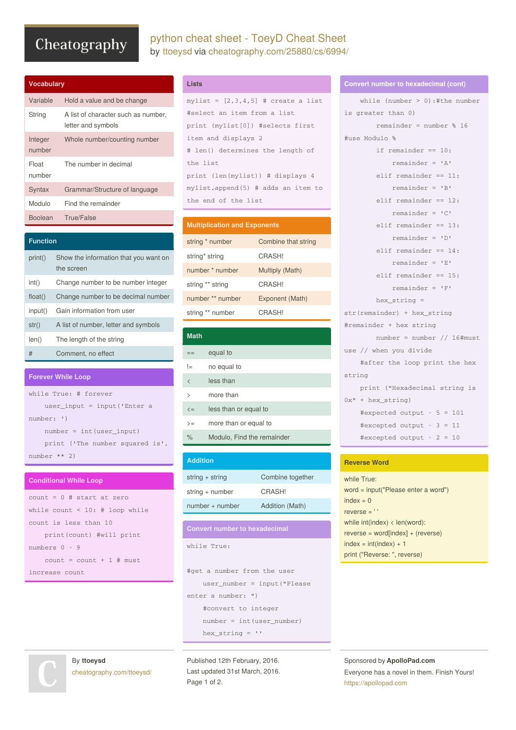# python cheat sheet - ToeyD Cheat Sheet

by ttoeysd via cheatography.com/25880/cs/6994/

## Vocabulary

| Term | Description |
|---|---|
| Variable | Hold a value and be change |
| String | A list of character such as number, letter and symbols |
| Integer number | Whole number/counting number |
| Float number | The number in decimal |
| Syntax | Grammar/Structure of language |
| Modulo | Find the remainder |
| Boolean | True/False |

## Function

| Function | Description |
|---|---|
| print() | Show the information that you want on the screen |
| int() | Change number to be number integer |
| float() | Change number to be decimal number |
| input() | Gain information from user |
| str() | A list of number, letter and symbols |
| len() | The length of the string |
| # | Comment, no effect |

## Forever While Loop

```
while True: # forever
    user_input = input('Enter a number: ')
    number = int(user_input)
    print ('The number squared is', number ** 2)
```

## Conditional While Loop

```
count = 0 # start at zero
while count < 10: # loop while count is less than 10
    print(count) #will print numbers 0 - 9
    count = count + 1 # must increase count
```

## Lists

```
mylist = [2,3,4,5] # create a list
#select an item from a list
print (mylist[0]) #selects first item and displays 2
# len() determines the length of the list
print (len(mylist)) # displays 4
mylist.append(5) # adds an item to the end of the list
```

## Multiplication and Exponents

| Expression | Result |
|---|---|
| string * number | Combine that string |
| string* string | CRASH! |
| number * number | Multiply (Math) |
| string ** string | CRASH! |
| number ** number | Exponent (Math) |
| string ** number | CRASH! |

## Math

| Operator | Meaning |
|---|---|
| == | equal to |
| != | no equal to |
| < | less than |
| > | more than |
| <= | less than or equal to |
| >= | more than or equal to |
| % | Modulo, Find the remainder |

## Addition

| Expression | Result |
|---|---|
| string + string | Combine together |
| string + number | CRASH! |
| number + number | Addition (Math) |

## Convert number to hexadecimal

```
while True:

#get a number from the user
    user_number = input("Please enter a number: ")
    #convert to integer
    number = int(user_number)
    hex_string = ''
```

## Convert number to hexadecimal (cont)

```
    while (number > 0):#the number is greater than 0)
        remainder = number % 16
#use Modulo %
        if remainder == 10:
            remainder = 'A'
        elif remainder == 11:
            remainder = 'B'
        elif remainder == 12:
            remainder = 'C'
        elif remainder == 13:
            remainder = 'D'
        elif remainder == 14:
            remainder = 'E'
        elif remainder == 15:
            remainder = 'F'
        hex_string = str(remainder) + hex_string
#remainder + hex string
        number = number // 16#must use // when you divide
    #after the loop print the hex string
    print ("Hexadecimal string is 0x" + hex_string)
    #expected output - 5 = 101
    #excepted output - 3 = 11
    #excepted output - 2 = 10
```

## Reverse Word

```
while True:
word = input("Please enter a word")
index = 0
reverse = ' '
while int(index) < len(word):
reverse = word[index] + (reverse)
index = int(index) + 1
print ("Reverse: ", reverse)
```

By **ttoeysd**
cheatography.com/ttoeysd/

Published 12th February, 2016.
Last updated 31st March, 2016.

Sponsored by **ApolloPad.com**
Everyone has a novel in them. Finish Yours!
https://apollopad.com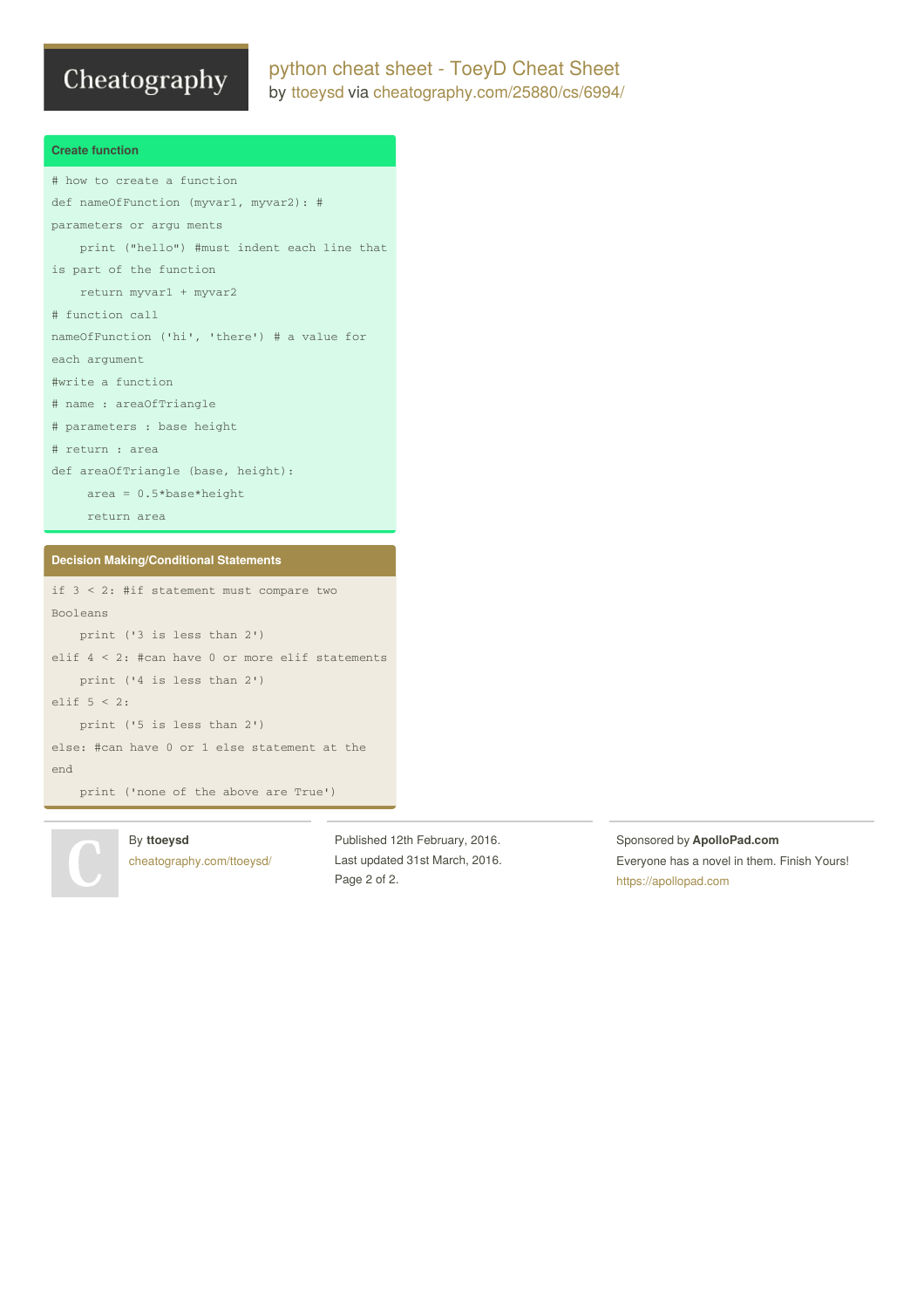## Create function

```
# how to create a function
def nameOfFunction (myvar1, myvar2): # parameters or argu ments
    print ("hello") #must indent each line that is part of the function
    return myvar1 + myvar2
# function call
nameOfFunction ('hi', 'there') # a value for each argument
#write a function
# name : areaOfTriangle
# parameters : base height
# return : area
def areaOfTriangle (base, height):
     area = 0.5*base*height
     return area
```

## Decision Making/Conditional Statements

```
if 3 < 2: #if statement must compare two Booleans
    print ('3 is less than 2')
elif 4 < 2: #can have 0 or more elif statements
    print ('4 is less than 2')
elif 5 < 2:
    print ('5 is less than 2')
else: #can have 0 or 1 else statement at the end
    print ('none of the above are True')
```

By **ttoeysd**
cheatography.com/ttoeysd/

Published 12th February, 2016.
Last updated 31st March, 2016.

Sponsored by **ApolloPad.com**
Everyone has a novel in them. Finish Yours!
https://apollopad.com